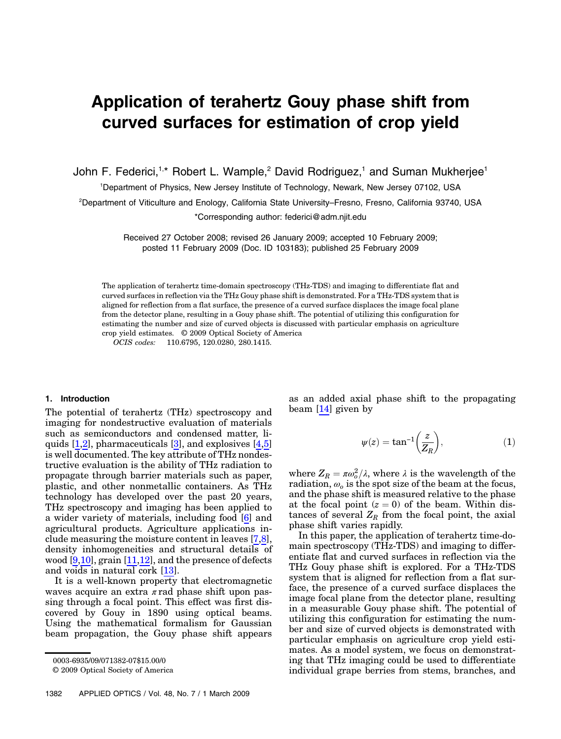# Application of terahertz Gouy phase shift from curved surfaces for estimation of crop yield

John F. Federici,[1,*] Robert L. Wample,[2] David Rodriguez,[1] and Suman Mukherjee[1]

[1]Department of Physics, New Jersey Institute of Technology, Newark, New Jersey 07102, USA

[2]Department of Viticulture and Enology, California State University–Fresno, Fresno, California 93740, USA

*Corresponding author: federici@adm.njit.edu

Received 27 October 2008; revised 26 January 2009; accepted 10 February 2009; posted 11 February 2009 (Doc. ID 103183); published 25 February 2009

The application of terahertz time-domain spectroscopy (THz-TDS) and imaging to differentiate flat and curved surfaces in reflection via the THz Gouy phase shift is demonstrated. For a THz-TDS system that is aligned for reflection from a flat surface, the presence of a curved surface displaces the image focal plane from the detector plane, resulting in a Gouy phase shift. The potential of utilizing this configuration for estimating the number and size of curved objects is discussed with particular emphasis on agriculture crop yield estimates. © 2009 Optical Society of America

*OCIS codes:* 110.6795, 120.0280, 280.1415.

## 1. Introduction

The potential of terahertz (THz) spectroscopy and imaging for nondestructive evaluation of materials such as semiconductors and condensed matter, liquids [1,2], pharmaceuticals [3], and explosives [4,5] is well documented. The key attribute of THz nondestructive evaluation is the ability of THz radiation to propagate through barrier materials such as paper, plastic, and other nonmetallic containers. As THz technology has developed over the past 20 years, THz spectroscopy and imaging has been applied to a wider variety of materials, including food [6] and agricultural products. Agriculture applications include measuring the moisture content in leaves [7,8], density inhomogeneities and structural details of wood [9,10], grain [11,12], and the presence of defects and voids in natural cork [13].

It is a well-known property that electromagnetic waves acquire an extra $\pi$ rad phase shift upon passing through a focal point. This effect was first discovered by Gouy in 1890 using optical beams. Using the mathematical formalism for Gaussian beam propagation, the Gouy phase shift appears as an added axial phase shift to the propagating beam [14] given by

$$\psi(z) = \tan^{-1}\left(\frac{z}{Z_R}\right), \tag{1}$$

where $Z_R = \pi\omega_o^2/\lambda$, where $\lambda$ is the wavelength of the radiation, $\omega_o$ is the spot size of the beam at the focus, and the phase shift is measured relative to the phase at the focal point ($z = 0$) of the beam. Within distances of several $Z_R$ from the focal point, the axial phase shift varies rapidly.

In this paper, the application of terahertz time-domain spectroscopy (THz-TDS) and imaging to differentiate flat and curved surfaces in reflection via the THz Gouy phase shift is explored. For a THz-TDS system that is aligned for reflection from a flat surface, the presence of a curved surface displaces the image focal plane from the detector plane, resulting in a measurable Gouy phase shift. The potential of utilizing this configuration for estimating the number and size of curved objects is demonstrated with particular emphasis on agriculture crop yield estimates. As a model system, we focus on demonstrating that THz imaging could be used to differentiate individual grape berries from stems, branches, and

0003-6935/09/071382-07$15.00/0

© 2009 Optical Society of America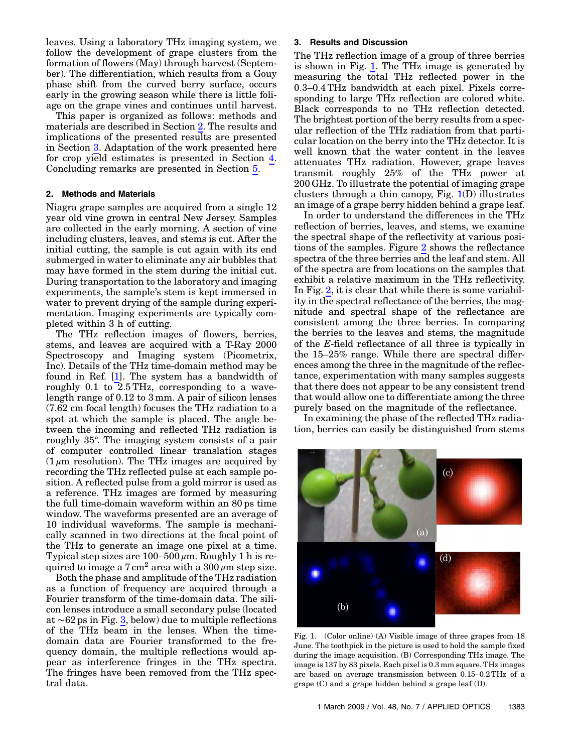leaves. Using a laboratory THz imaging system, we follow the development of grape clusters from the formation of flowers (May) through harvest (September). The differentiation, which results from a Gouy phase shift from the curved berry surface, occurs early in the growing season while there is little foliage on the grape vines and continues until harvest.

This paper is organized as follows: methods and materials are described in Section 2. The results and implications of the presented results are presented in Section 3. Adaptation of the work presented here for crop yield estimates is presented in Section 4. Concluding remarks are presented in Section 5.

## 2. Methods and Materials

Niagra grape samples are acquired from a single 12 year old vine grown in central New Jersey. Samples are collected in the early morning. A section of vine including clusters, leaves, and stems is cut. After the initial cutting, the sample is cut again with its end submerged in water to eliminate any air bubbles that may have formed in the stem during the initial cut. During transportation to the laboratory and imaging experiments, the sample's stem is kept immersed in water to prevent drying of the sample during experimentation. Imaging experiments are typically completed within 3 h of cutting.

The THz reflection images of flowers, berries, stems, and leaves are acquired with a T-Ray 2000 Spectroscopy and Imaging system (Picometrix, Inc). Details of the THz time-domain method may be found in Ref. [1]. The system has a bandwidth of roughly 0.1 to 2.5 THz, corresponding to a wavelength range of 0.12 to 3 mm. A pair of silicon lenses (7.62 cm focal length) focuses the THz radiation to a spot at which the sample is placed. The angle between the incoming and reflected THz radiation is roughly 35°. The imaging system consists of a pair of computer controlled linear translation stages ($1\,\mu$m resolution). The THz images are acquired by recording the THz reflected pulse at each sample position. A reflected pulse from a gold mirror is used as a reference. THz images are formed by measuring the full time-domain waveform within an 80 ps time window. The waveforms presented are an average of 10 individual waveforms. The sample is mechanically scanned in two directions at the focal point of the THz to generate an image one pixel at a time. Typical step sizes are 100–500 $\mu$m. Roughly 1 h is required to image a 7 $cm^2$ area with a 300 $\mu$m step size.

Both the phase and amplitude of the THz radiation as a function of frequency are acquired through a Fourier transform of the time-domain data. The silicon lenses introduce a small secondary pulse (located at ~62 ps in Fig. 3, below) due to multiple reflections of the THz beam in the lenses. When the time-domain data are Fourier transformed to the frequency domain, the multiple reflections would appear as interference fringes in the THz spectra. The fringes have been removed from the THz spectral data.

## 3. Results and Discussion

The THz reflection image of a group of three berries is shown in Fig. 1. The THz image is generated by measuring the total THz reflected power in the 0.3–0.4 THz bandwidth at each pixel. Pixels corresponding to large THz reflection are colored white. Black corresponds to no THz reflection detected. The brightest portion of the berry results from a specular reflection of the THz radiation from that particular location on the berry into the THz detector. It is well known that the water content in the leaves attenuates THz radiation. However, grape leaves transmit roughly 25% of the THz power at 200 GHz. To illustrate the potential of imaging grape clusters through a thin canopy, Fig. 1(D) illustrates an image of a grape berry hidden behind a grape leaf.

In order to understand the differences in the THz reflection of berries, leaves, and stems, we examine the spectral shape of the reflectivity at various positions of the samples. Figure 2 shows the reflectance spectra of the three berries and the leaf and stem. All of the spectra are from locations on the samples that exhibit a relative maximum in the THz reflectivity. In Fig. 2, it is clear that while there is some variability in the spectral reflectance of the berries, the magnitude and spectral shape of the reflectance are consistent among the three berries. In comparing the berries to the leaves and stems, the magnitude of the $E$-field reflectance of all three is typically in the 15–25% range. While there are spectral differences among the three in the magnitude of the reflectance, experimentation with many samples suggests that there does not appear to be any consistent trend that would allow one to differentiate among the three purely based on the magnitude of the reflectance.

In examining the phase of the reflected THz radiation, berries can easily be distinguished from stems

Fig. 1. (Color online) (A) Visible image of three grapes from 18 June. The toothpick in the picture is used to hold the sample fixed during the image acquisition. (B) Corresponding THz image. The image is 137 by 83 pixels. Each pixel is 0.3 mm square. THz images are based on average transmission between 0.15–0.2 THz of a grape (C) and a grape hidden behind a grape leaf (D).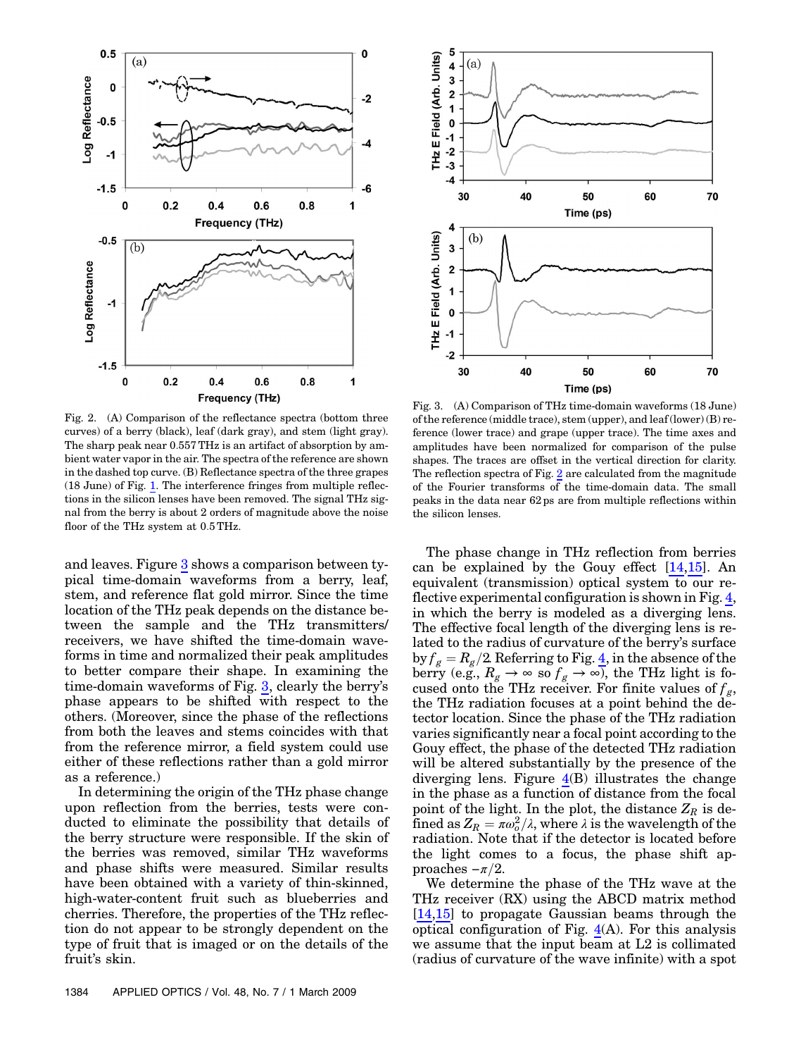Fig. 2. (A) Comparison of the reflectance spectra (bottom three curves) of a berry (black), leaf (dark gray), and stem (light gray). The sharp peak near 0.557 THz is an artifact of absorption by ambient water vapor in the air. The spectra of the reference are shown in the dashed top curve. (B) Reflectance spectra of the three grapes (18 June) of Fig. 1. The interference fringes from multiple reflections in the silicon lenses have been removed. The signal THz signal from the berry is about 2 orders of magnitude above the noise floor of the THz system at 0.5 THz.

Fig. 3. (A) Comparison of THz time-domain waveforms (18 June) of the reference (middle trace), stem (upper), and leaf (lower) (B) reference (lower trace) and grape (upper trace). The time axes and amplitudes have been normalized for comparison of the pulse shapes. The traces are offset in the vertical direction for clarity. The reflection spectra of Fig. 2 are calculated from the magnitude of the Fourier transforms of the time-domain data. The small peaks in the data near 62 ps are from multiple reflections within the silicon lenses.

and leaves. Figure 3 shows a comparison between typical time-domain waveforms from a berry, leaf, stem, and reference flat gold mirror. Since the time location of the THz peak depends on the distance between the sample and the THz transmitters/receivers, we have shifted the time-domain waveforms in time and normalized their peak amplitudes to better compare their shape. In examining the time-domain waveforms of Fig. 3, clearly the berry's phase appears to be shifted with respect to the others. (Moreover, since the phase of the reflections from both the leaves and stems coincides with that from the reference mirror, a field system could use either of these reflections rather than a gold mirror as a reference.)

In determining the origin of the THz phase change upon reflection from the berries, tests were conducted to eliminate the possibility that details of the berry structure were responsible. If the skin of the berries was removed, similar THz waveforms and phase shifts were measured. Similar results have been obtained with a variety of thin-skinned, high-water-content fruit such as blueberries and cherries. Therefore, the properties of the THz reflection do not appear to be strongly dependent on the type of fruit that is imaged or on the details of the fruit's skin.

The phase change in THz reflection from berries can be explained by the Gouy effect [14,15]. An equivalent (transmission) optical system to our reflective experimental configuration is shown in Fig. 4, in which the berry is modeled as a diverging lens. The effective focal length of the diverging lens is related to the radius of curvature of the berry's surface by $f_g = R_g/2$. Referring to Fig. 4, in the absence of the berry (e.g., $R_g \rightarrow \infty$ so $f_g \rightarrow \infty$), the THz light is focused onto the THz receiver. For finite values of $f_g$, the THz radiation focuses at a point behind the detector location. Since the phase of the THz radiation varies significantly near a focal point according to the Gouy effect, the phase of the detected THz radiation will be altered substantially by the presence of the diverging lens. Figure 4(B) illustrates the change in the phase as a function of distance from the focal point of the light. In the plot, the distance $Z_R$ is defined as $Z_R = \pi\omega_o^2/\lambda$, where $\lambda$ is the wavelength of the radiation. Note that if the detector is located before the light comes to a focus, the phase shift approaches $-\pi/2$.

We determine the phase of the THz wave at the THz receiver (RX) using the ABCD matrix method [14,15] to propagate Gaussian beams through the optical configuration of Fig. 4(A). For this analysis we assume that the input beam at L2 is collimated (radius of curvature of the wave infinite) with a spot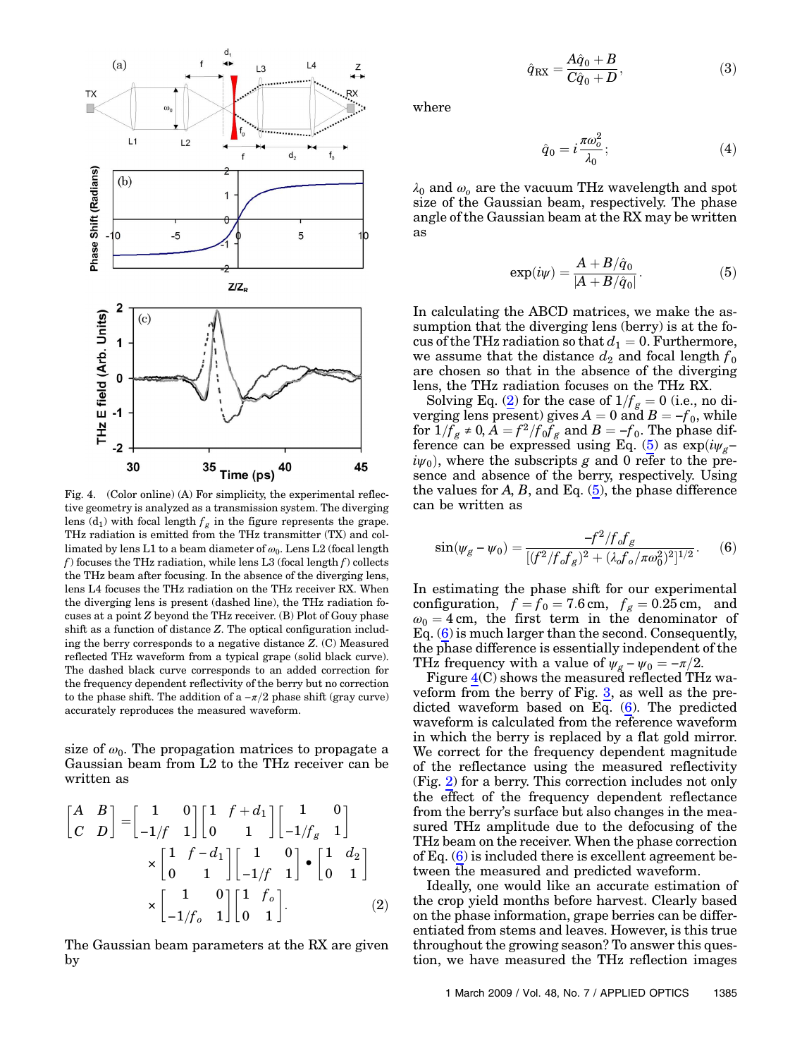Fig. 4. (Color online) (A) For simplicity, the experimental reflective geometry is analyzed as a transmission system. The diverging lens ($d_1$) with focal length $f_g$ in the figure represents the grape. THz radiation is emitted from the THz transmitter (TX) and collimated by lens L1 to a beam diameter of $\omega_0$. Lens L2 (focal length $f$) focuses the THz radiation, while lens L3 (focal length $f$) collects the THz beam after focusing. In the absence of the diverging lens, lens L4 focuses the THz radiation on the THz receiver RX. When the diverging lens is present (dashed line), the THz radiation focuses at a point $Z$ beyond the THz receiver. (B) Plot of Gouy phase shift as a function of distance $Z$. The optical configuration including the berry corresponds to a negative distance $Z$. (C) Measured reflected THz waveform from a typical grape (solid black curve). The dashed black curve corresponds to an added correction for the frequency dependent reflectivity of the berry but no correction to the phase shift. The addition of a $-\pi/2$ phase shift (gray curve) accurately reproduces the measured waveform.

size of $\omega_0$. The propagation matrices to propagate a Gaussian beam from L2 to the THz receiver can be written as

$$\begin{bmatrix} A & B \\ C & D \end{bmatrix} = \begin{bmatrix} 1 & 0 \\ -1/f & 1 \end{bmatrix} \begin{bmatrix} 1 & f+d_1 \\ 0 & 1 \end{bmatrix} \begin{bmatrix} 1 & 0 \\ -1/f_g & 1 \end{bmatrix} \times \begin{bmatrix} 1 & f-d_1 \\ 0 & 1 \end{bmatrix} \begin{bmatrix} 1 & 0 \\ -1/f & 1 \end{bmatrix} \bullet \begin{bmatrix} 1 & d_2 \\ 0 & 1 \end{bmatrix} \times \begin{bmatrix} 1 & 0 \\ -1/f_o & 1 \end{bmatrix} \begin{bmatrix} 1 & f_o \\ 0 & 1 \end{bmatrix}. \tag{2}$$

The Gaussian beam parameters at the RX are given by

$$\hat{q}_{\mathrm{RX}} = \frac{A\hat{q}_0 + B}{C\hat{q}_0 + D}, \tag{3}$$

where

$$\hat{q}_0 = i\frac{\pi\omega_o^2}{\lambda_0}; \tag{4}$$

$\lambda_0$ and $\omega_o$ are the vacuum THz wavelength and spot size of the Gaussian beam, respectively. The phase angle of the Gaussian beam at the RX may be written as

$$\exp(i\psi) = \frac{A + B/\hat{q}_0}{|A + B/\hat{q}_0|}. \tag{5}$$

In calculating the ABCD matrices, we make the assumption that the diverging lens (berry) is at the focus of the THz radiation so that $d_1 = 0$. Furthermore, we assume that the distance $d_2$ and focal length $f_0$ are chosen so that in the absence of the diverging lens, the THz radiation focuses on the THz RX.

Solving Eq. (2) for the case of $1/f_g = 0$ (i.e., no diverging lens present) gives $A = 0$ and $B = -f_0$, while for $1/f_g \neq 0$, $A = f^2/f_0 f_g$ and $B = -f_0$. The phase difference can be expressed using Eq. (5) as $\exp(i\psi_g - i\psi_0)$, where the subscripts $g$ and 0 refer to the presence and absence of the berry, respectively. Using the values for $A$, $B$, and Eq. (5), the phase difference can be written as

$$\sin(\psi_g - \psi_0) = \frac{-f^2/f_o f_g}{[(f^2/f_o f_g)^2 + (\lambda_o f_o/\pi\omega_0^2)^2]^{1/2}}. \tag{6}$$

In estimating the phase shift for our experimental configuration, $f = f_0 = 7.6\,\mathrm{cm}$, $f_g = 0.25\,\mathrm{cm}$, and $\omega_0 = 4\,\mathrm{cm}$, the first term in the denominator of Eq. (6) is much larger than the second. Consequently, the phase difference is essentially independent of the THz frequency with a value of $\psi_g - \psi_0 = -\pi/2$.

Figure 4(C) shows the measured reflected THz waveform from the berry of Fig. 3, as well as the predicted waveform based on Eq. (6). The predicted waveform is calculated from the reference waveform in which the berry is replaced by a flat gold mirror. We correct for the frequency dependent magnitude of the reflectance using the measured reflectivity (Fig. 2) for a berry. This correction includes not only the effect of the frequency dependent reflectance from the berry's surface but also changes in the measured THz amplitude due to the defocusing of the THz beam on the receiver. When the phase correction of Eq. (6) is included there is excellent agreement between the measured and predicted waveform.

Ideally, one would like an accurate estimation of the crop yield months before harvest. Clearly based on the phase information, grape berries can be differentiated from stems and leaves. However, is this true throughout the growing season? To answer this question, we have measured the THz reflection images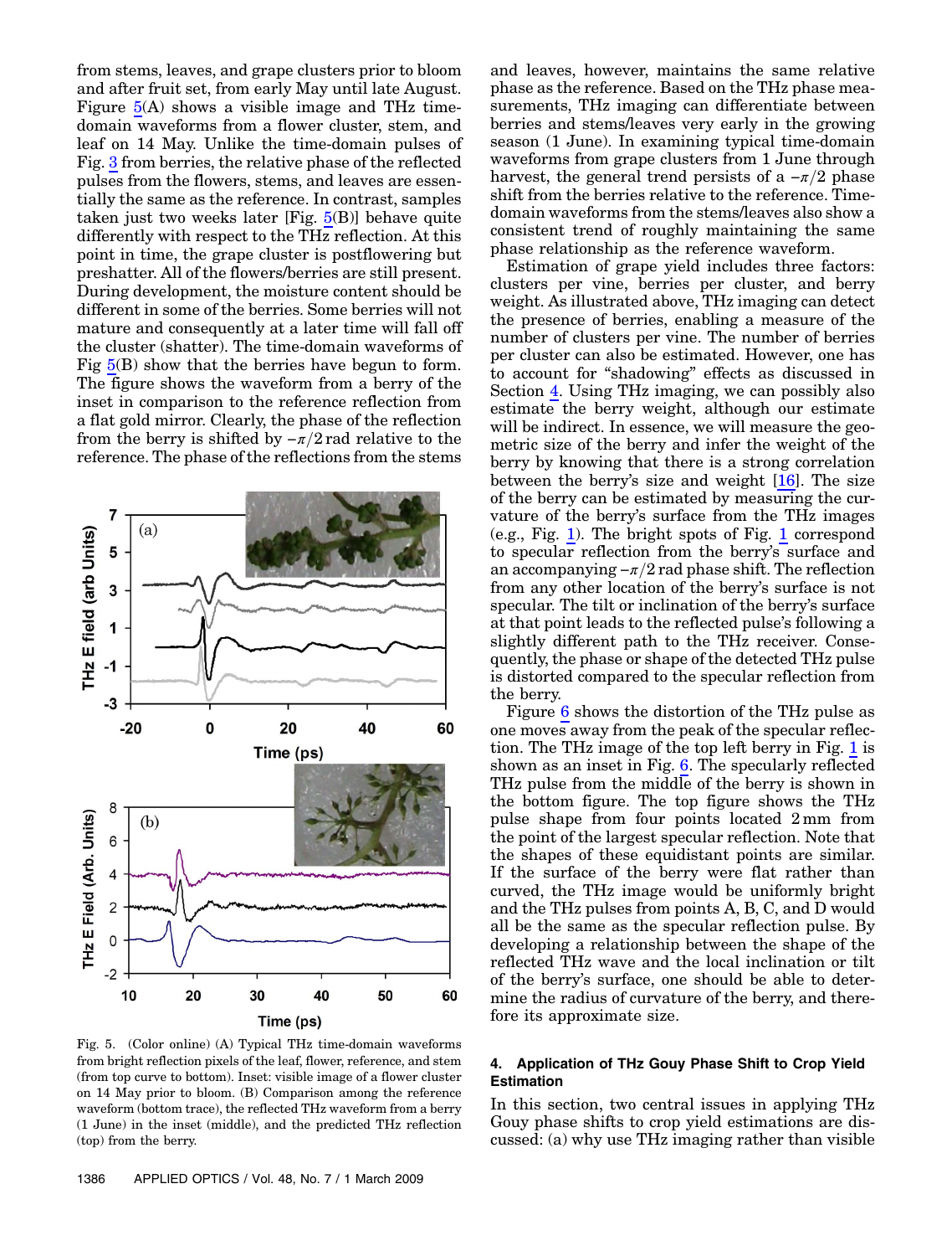from stems, leaves, and grape clusters prior to bloom and after fruit set, from early May until late August. Figure 5(A) shows a visible image and THz time-domain waveforms from a flower cluster, stem, and leaf on 14 May. Unlike the time-domain pulses of Fig. 3 from berries, the relative phase of the reflected pulses from the flowers, stems, and leaves are essentially the same as the reference. In contrast, samples taken just two weeks later [Fig. 5(B)] behave quite differently with respect to the THz reflection. At this point in time, the grape cluster is postflowering but preshatter. All of the flowers/berries are still present. During development, the moisture content should be different in some of the berries. Some berries will not mature and consequently at a later time will fall off the cluster (shatter). The time-domain waveforms of Fig 5(B) show that the berries have begun to form. The figure shows the waveform from a berry of the inset in comparison to the reference reflection from a flat gold mirror. Clearly, the phase of the reflection from the berry is shifted by $-\pi/2$ rad relative to the reference. The phase of the reflections from the stems and leaves, however, maintains the same relative phase as the reference. Based on the THz phase measurements, THz imaging can differentiate between berries and stems/leaves very early in the growing season (1 June). In examining typical time-domain waveforms from grape clusters from 1 June through harvest, the general trend persists of a $-\pi/2$ phase shift from the berries relative to the reference. Time-domain waveforms from the stems/leaves also show a consistent trend of roughly maintaining the same phase relationship as the reference waveform.

Fig. 5. (Color online) (A) Typical THz time-domain waveforms from bright reflection pixels of the leaf, flower, reference, and stem (from top curve to bottom). Inset: visible image of a flower cluster on 14 May prior to bloom. (B) Comparison among the reference waveform (bottom trace), the reflected THz waveform from a berry (1 June) in the inset (middle), and the predicted THz reflection (top) from the berry.

Estimation of grape yield includes three factors: clusters per vine, berries per cluster, and berry weight. As illustrated above, THz imaging can detect the presence of berries, enabling a measure of the number of clusters per vine. The number of berries per cluster can also be estimated. However, one has to account for "shadowing" effects as discussed in Section 4. Using THz imaging, we can possibly also estimate the berry weight, although our estimate will be indirect. In essence, we will measure the geometric size of the berry and infer the weight of the berry by knowing that there is a strong correlation between the berry's size and weight [16]. The size of the berry can be estimated by measuring the curvature of the berry's surface from the THz images (e.g., Fig. 1). The bright spots of Fig. 1 correspond to specular reflection from the berry's surface and an accompanying $-\pi/2$ rad phase shift. The reflection from any other location of the berry's surface is not specular. The tilt or inclination of the berry's surface at that point leads to the reflected pulse's following a slightly different path to the THz receiver. Consequently, the phase or shape of the detected THz pulse is distorted compared to the specular reflection from the berry.

Figure 6 shows the distortion of the THz pulse as one moves away from the peak of the specular reflection. The THz image of the top left berry in Fig. 1 is shown as an inset in Fig. 6. The specularly reflected THz pulse from the middle of the berry is shown in the bottom figure. The top figure shows the THz pulse shape from four points located 2 mm from the point of the largest specular reflection. Note that the shapes of these equidistant points are similar. If the surface of the berry were flat rather than curved, the THz image would be uniformly bright and the THz pulses from points A, B, C, and D would all be the same as the specular reflection pulse. By developing a relationship between the shape of the reflected THz wave and the local inclination or tilt of the berry's surface, one should be able to determine the radius of curvature of the berry, and therefore its approximate size.

## 4. Application of THz Gouy Phase Shift to Crop Yield Estimation

In this section, two central issues in applying THz Gouy phase shifts to crop yield estimations are discussed: (a) why use THz imaging rather than visible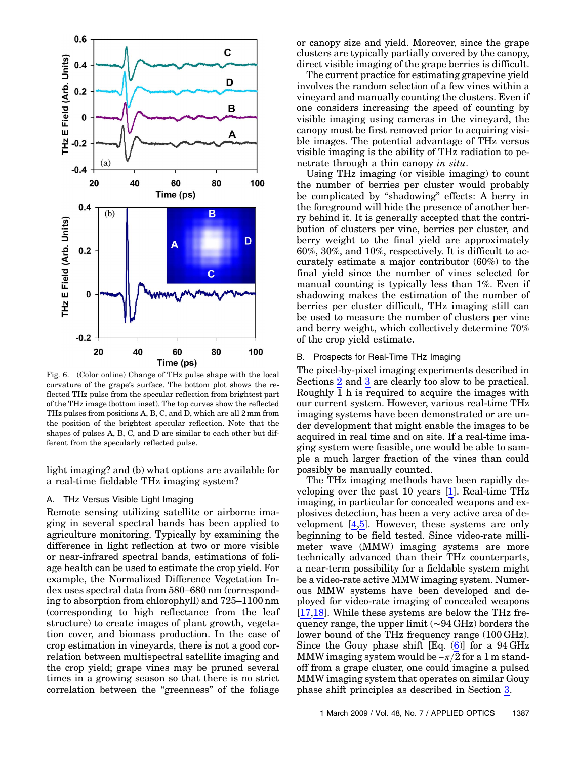Fig. 6. (Color online) Change of THz pulse shape with the local curvature of the grape's surface. The bottom plot shows the reflected THz pulse from the specular reflection from brightest part of the THz image (bottom inset). The top curves show the reflected THz pulses from positions A, B, C, and D, which are all 2 mm from the position of the brightest specular reflection. Note that the shapes of pulses A, B, C, and D are similar to each other but different from the specularly reflected pulse.

light imaging? and (b) what options are available for a real-time fieldable THz imaging system?

### A. THz Versus Visible Light Imaging

Remote sensing utilizing satellite or airborne imaging in several spectral bands has been applied to agriculture monitoring. Typically by examining the difference in light reflection at two or more visible or near-infrared spectral bands, estimations of foliage health can be used to estimate the crop yield. For example, the Normalized Difference Vegetation Index uses spectral data from 580–680 nm (corresponding to absorption from chlorophyll) and 725–1100 nm (corresponding to high reflectance from the leaf structure) to create images of plant growth, vegetation cover, and biomass production. In the case of crop estimation in vineyards, there is not a good correlation between multispectral satellite imaging and the crop yield; grape vines may be pruned several times in a growing season so that there is no strict correlation between the "greenness" of the foliage or canopy size and yield. Moreover, since the grape clusters are typically partially covered by the canopy, direct visible imaging of the grape berries is difficult.

The current practice for estimating grapevine yield involves the random selection of a few vines within a vineyard and manually counting the clusters. Even if one considers increasing the speed of counting by visible imaging using cameras in the vineyard, the canopy must be first removed prior to acquiring visible images. The potential advantage of THz versus visible imaging is the ability of THz radiation to penetrate through a thin canopy *in situ*.

Using THz imaging (or visible imaging) to count the number of berries per cluster would probably be complicated by "shadowing" effects: A berry in the foreground will hide the presence of another berry behind it. It is generally accepted that the contribution of clusters per vine, berries per cluster, and berry weight to the final yield are approximately 60%, 30%, and 10%, respectively. It is difficult to accurately estimate a major contributor (60%) to the final yield since the number of vines selected for manual counting is typically less than 1%. Even if shadowing makes the estimation of the number of berries per cluster difficult, THz imaging still can be used to measure the number of clusters per vine and berry weight, which collectively determine 70% of the crop yield estimate.

### B. Prospects for Real-Time THz Imaging

The pixel-by-pixel imaging experiments described in Sections 2 and 3 are clearly too slow to be practical. Roughly 1 h is required to acquire the images with our current system. However, various real-time THz imaging systems have been demonstrated or are under development that might enable the images to be acquired in real time and on site. If a real-time imaging system were feasible, one would be able to sample a much larger fraction of the vines than could possibly be manually counted.

The THz imaging methods have been rapidly developing over the past 10 years [1]. Real-time THz imaging, in particular for concealed weapons and explosives detection, has been a very active area of development [4,5]. However, these systems are only beginning to be field tested. Since video-rate millimeter wave (MMW) imaging systems are more technically advanced than their THz counterparts, a near-term possibility for a fieldable system might be a video-rate active MMW imaging system. Numerous MMW systems have been developed and deployed for video-rate imaging of concealed weapons [17,18]. While these systems are below the THz frequency range, the upper limit (~94 GHz) borders the lower bound of the THz frequency range (100 GHz). Since the Gouy phase shift [Eq. (6)] for a 94 GHz MMW imaging system would be $-\pi/2$ for a 1 m standoff from a grape cluster, one could imagine a pulsed MMW imaging system that operates on similar Gouy phase shift principles as described in Section 3.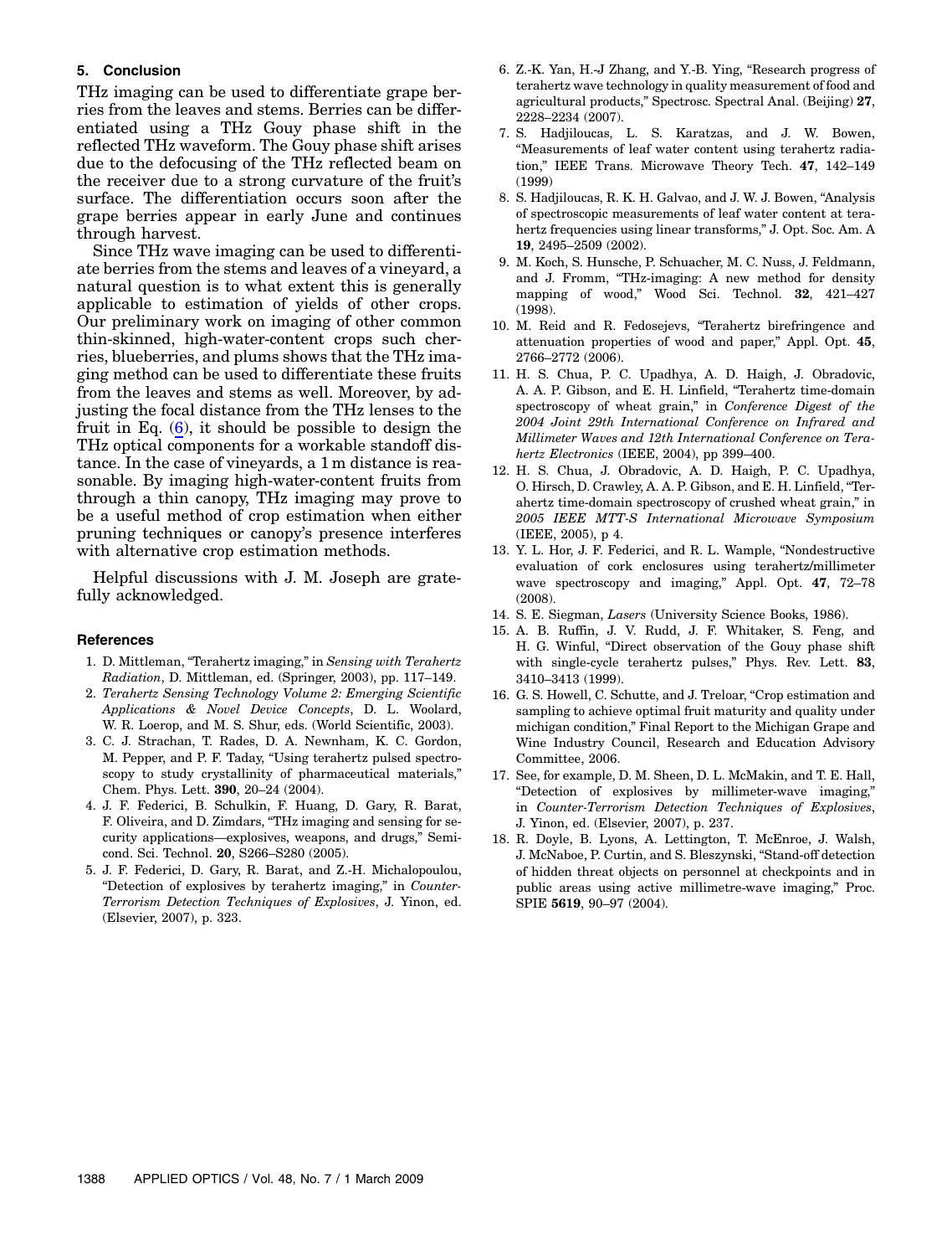## 5. Conclusion

THz imaging can be used to differentiate grape berries from the leaves and stems. Berries can be differentiated using a THz Gouy phase shift in the reflected THz waveform. The Gouy phase shift arises due to the defocusing of the THz reflected beam on the receiver due to a strong curvature of the fruit's surface. The differentiation occurs soon after the grape berries appear in early June and continues through harvest.

Since THz wave imaging can be used to differentiate berries from the stems and leaves of a vineyard, a natural question is to what extent this is generally applicable to estimation of yields of other crops. Our preliminary work on imaging of other common thin-skinned, high-water-content crops such cherries, blueberries, and plums shows that the THz imaging method can be used to differentiate these fruits from the leaves and stems as well. Moreover, by adjusting the focal distance from the THz lenses to the fruit in Eq. (6), it should be possible to design the THz optical components for a workable standoff distance. In the case of vineyards, a 1 m distance is reasonable. By imaging high-water-content fruits from through a thin canopy, THz imaging may prove to be a useful method of crop estimation when either pruning techniques or canopy's presence interferes with alternative crop estimation methods.

Helpful discussions with J. M. Joseph are gratefully acknowledged.

### References

1. D. Mittleman, "Terahertz imaging," in *Sensing with Terahertz Radiation*, D. Mittleman, ed. (Springer, 2003), pp. 117–149.
2. *Terahertz Sensing Technology Volume 2: Emerging Scientific Applications & Novel Device Concepts*, D. L. Woolard, W. R. Loerop, and M. S. Shur, eds. (World Scientific, 2003).
3. C. J. Strachan, T. Rades, D. A. Newnham, K. C. Gordon, M. Pepper, and P. F. Taday, "Using terahertz pulsed spectroscopy to study crystallinity of pharmaceutical materials," Chem. Phys. Lett. **390**, 20–24 (2004).
4. J. F. Federici, B. Schulkin, F. Huang, D. Gary, R. Barat, F. Oliveira, and D. Zimdars, "THz imaging and sensing for security applications—explosives, weapons, and drugs," Semicond. Sci. Technol. **20**, S266–S280 (2005).
5. J. F. Federici, D. Gary, R. Barat, and Z.-H. Michalopoulou, "Detection of explosives by terahertz imaging," in *Counter-Terrorism Detection Techniques of Explosives*, J. Yinon, ed. (Elsevier, 2007), p. 323.
6. Z.-K. Yan, H.-J Zhang, and Y.-B. Ying, "Research progress of terahertz wave technology in quality measurement of food and agricultural products," Spectrosc. Spectral Anal. (Beijing) **27**, 2228–2234 (2007).
7. S. Hadjiloucas, L. S. Karatzas, and J. W. Bowen, "Measurements of leaf water content using terahertz radiation," IEEE Trans. Microwave Theory Tech. **47**, 142–149 (1999)
8. S. Hadjiloucas, R. K. H. Galvao, and J. W. J. Bowen, "Analysis of spectroscopic measurements of leaf water content at terahertz frequencies using linear transforms," J. Opt. Soc. Am. A **19**, 2495–2509 (2002).
9. M. Koch, S. Hunsche, P. Schuacher, M. C. Nuss, J. Feldmann, and J. Fromm, "THz-imaging: A new method for density mapping of wood," Wood Sci. Technol. **32**, 421–427 (1998).
10. M. Reid and R. Fedosejevs, "Terahertz birefringence and attenuation properties of wood and paper," Appl. Opt. **45**, 2766–2772 (2006).
11. H. S. Chua, P. C. Upadhya, A. D. Haigh, J. Obradovic, A. A. P. Gibson, and E. H. Linfield, "Terahertz time-domain spectroscopy of wheat grain," in *Conference Digest of the 2004 Joint 29th International Conference on Infrared and Millimeter Waves and 12th International Conference on Terahertz Electronics* (IEEE, 2004), pp 399–400.
12. H. S. Chua, J. Obradovic, A. D. Haigh, P. C. Upadhya, O. Hirsch, D. Crawley, A. A. P. Gibson, and E. H. Linfield, "Terahertz time-domain spectroscopy of crushed wheat grain," in *2005 IEEE MTT-S International Microwave Symposium* (IEEE, 2005), p 4.
13. Y. L. Hor, J. F. Federici, and R. L. Wample, "Nondestructive evaluation of cork enclosures using terahertz/millimeter wave spectroscopy and imaging," Appl. Opt. **47**, 72–78 (2008).
14. S. E. Siegman, *Lasers* (University Science Books, 1986).
15. A. B. Ruffin, J. V. Rudd, J. F. Whitaker, S. Feng, and H. G. Winful, "Direct observation of the Gouy phase shift with single-cycle terahertz pulses," Phys. Rev. Lett. **83**, 3410–3413 (1999).
16. G. S. Howell, C. Schutte, and J. Treloar, "Crop estimation and sampling to achieve optimal fruit maturity and quality under michigan condition," Final Report to the Michigan Grape and Wine Industry Council, Research and Education Advisory Committee, 2006.
17. See, for example, D. M. Sheen, D. L. McMakin, and T. E. Hall, "Detection of explosives by millimeter-wave imaging," in *Counter-Terrorism Detection Techniques of Explosives*, J. Yinon, ed. (Elsevier, 2007), p. 237.
18. R. Doyle, B. Lyons, A. Lettington, T. McEnroe, J. Walsh, J. McNaboe, P. Curtin, and S. Bleszynski, "Stand-off detection of hidden threat objects on personnel at checkpoints and in public areas using active millimetre-wave imaging," Proc. SPIE **5619**, 90–97 (2004).